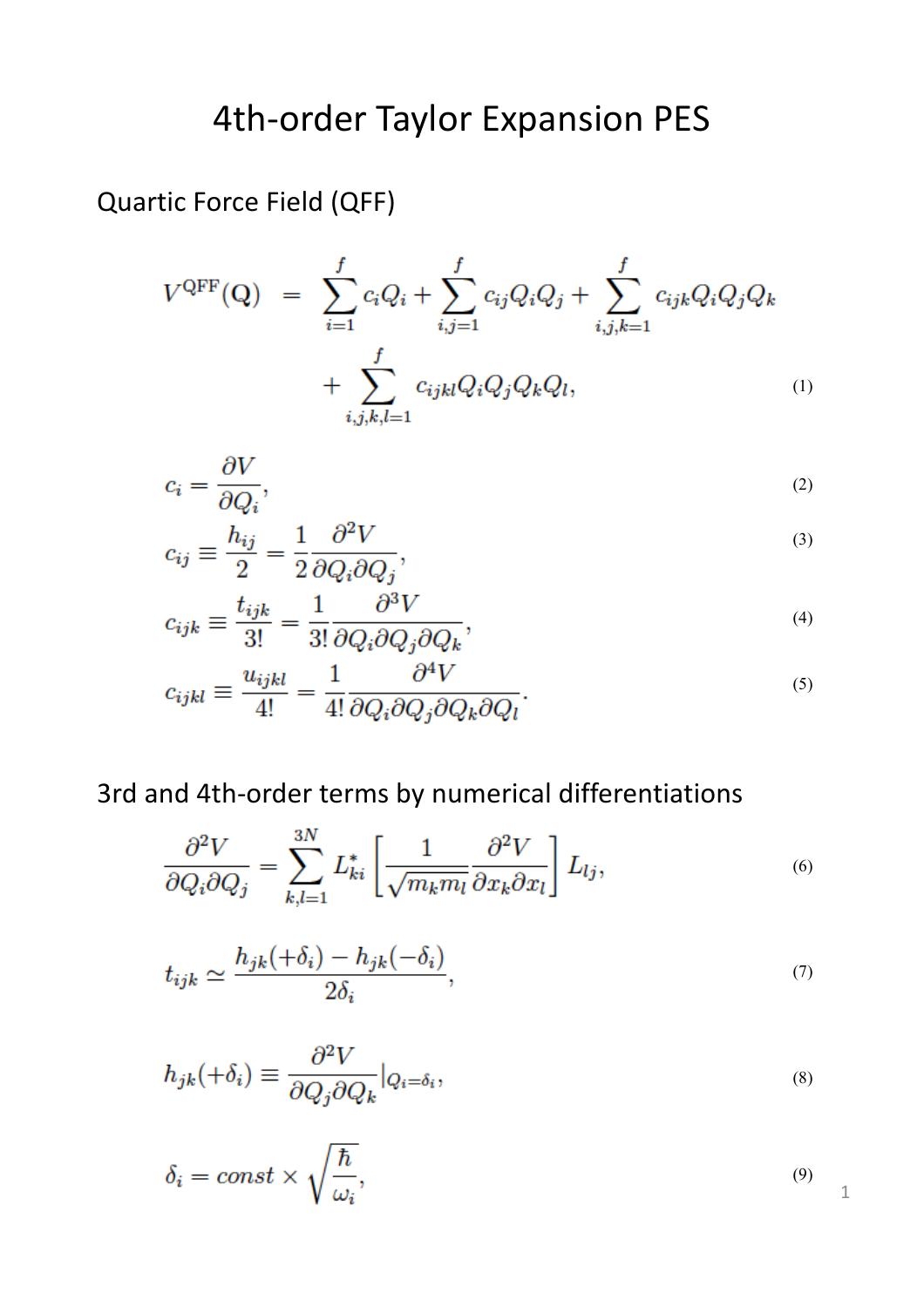# 4th-order Taylor Expansion PES

## Quartic Force Field (QFF)

$$
\begin{aligned}
V^{\mathrm{QFF}}(\mathbf{Q}) \;=\; & \sum_{i=1}^{f} c_i Q_i + \sum_{i,j=1}^{f} c_{ij} Q_i Q_j + \sum_{i,j,k=1}^{f} c_{ijk} Q_i Q_j Q_k \\
& + \sum_{i,j,k,l=1}^{f} c_{ijkl} Q_i Q_j Q_k Q_l,
\end{aligned}
\tag{1}
$$

$$
c_i = \frac{\partial V}{\partial Q_i},
\tag{2}
$$

$$
c_{ij} \equiv \frac{h_{ij}}{2} = \frac{1}{2} \frac{\partial^2 V}{\partial Q_i \partial Q_j},
\tag{3}
$$

$$
c_{ijk} \equiv \frac{t_{ijk}}{3!} = \frac{1}{3!} \frac{\partial^3 V}{\partial Q_i \partial Q_j \partial Q_k},
\tag{4}
$$

$$
c_{ijkl} \equiv \frac{u_{ijkl}}{4!} = \frac{1}{4!} \frac{\partial^4 V}{\partial Q_i \partial Q_j \partial Q_k \partial Q_l}.
\tag{5}
$$

## 3rd and 4th-order terms by numerical differentiations

$$
\frac{\partial^2 V}{\partial Q_i \partial Q_j} = \sum_{k,l=1}^{3N} L_{ki}^{*} \left[ \frac{1}{\sqrt{m_k m_l}} \frac{\partial^2 V}{\partial x_k \partial x_l} \right] L_{lj},
\tag{6}
$$

$$
t_{ijk} \simeq \frac{h_{jk}(+\delta_i) - h_{jk}(-\delta_i)}{2\delta_i},
\tag{7}
$$

$$
h_{jk}(+\delta_i) \equiv \frac{\partial^2 V}{\partial Q_j \partial Q_k} |_{Q_i = \delta_i},
\tag{8}
$$

$$
\delta_i = const \times \sqrt{\frac{\hbar}{\omega_i}},
\tag{9}
$$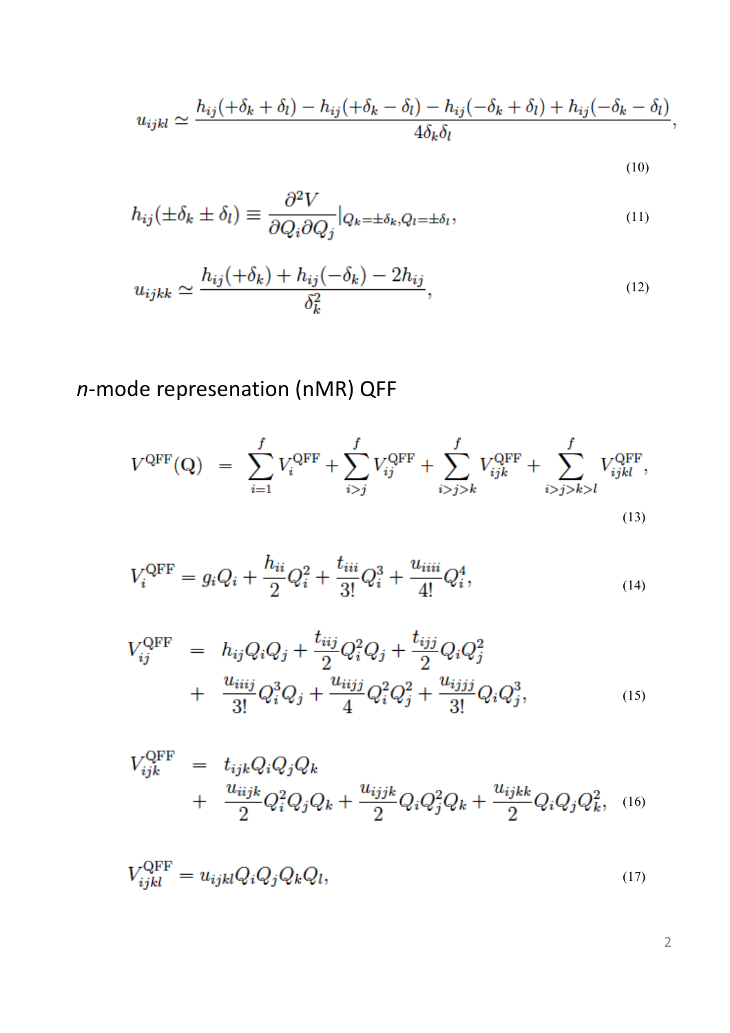$$
u_{ijkl} \simeq \frac{h_{ij}(+\delta_k + \delta_l) - h_{ij}(+\delta_k - \delta_l) - h_{ij}(-\delta_k + \delta_l) + h_{ij}(-\delta_k - \delta_l)}{4\delta_k \delta_l}, \tag{10}
$$

$$
h_{ij}(\pm\delta_k \pm \delta_l) \equiv \frac{\partial^2 V}{\partial Q_i \partial Q_j}\Big|_{Q_k = \pm\delta_k, Q_l = \pm\delta_l}, \tag{11}
$$

$$
u_{ijkk} \simeq \frac{h_{ij}(+\delta_k) + h_{ij}(-\delta_k) - 2h_{ij}}{\delta_k^2}, \tag{12}
$$

## *n*-mode represenation (nMR) QFF

$$
V^{\mathrm{QFF}}(\mathbf{Q}) = \sum_{i=1}^{f} V_i^{\mathrm{QFF}} + \sum_{i>j}^{f} V_{ij}^{\mathrm{QFF}} + \sum_{i>j>k}^{f} V_{ijk}^{\mathrm{QFF}} + \sum_{i>j>k>l}^{f} V_{ijkl}^{\mathrm{QFF}}, \tag{13}
$$

$$
V_i^{\mathrm{QFF}} = g_i Q_i + \frac{h_{ii}}{2} Q_i^2 + \frac{t_{iii}}{3!} Q_i^3 + \frac{u_{iiii}}{4!} Q_i^4, \tag{14}
$$

$$
\begin{aligned}
V_{ij}^{\mathrm{QFF}} &= h_{ij} Q_i Q_j + \frac{t_{iij}}{2} Q_i^2 Q_j + \frac{t_{ijj}}{2} Q_i Q_j^2 \\
&+ \frac{u_{iiij}}{3!} Q_i^3 Q_j + \frac{u_{iijj}}{4} Q_i^2 Q_j^2 + \frac{u_{ijjj}}{3!} Q_i Q_j^3,
\end{aligned} \tag{15}
$$

$$
\begin{aligned}
V_{ijk}^{\mathrm{QFF}} &= t_{ijk} Q_i Q_j Q_k \\
&+ \frac{u_{iijk}}{2} Q_i^2 Q_j Q_k + \frac{u_{ijjk}}{2} Q_i Q_j^2 Q_k + \frac{u_{ijkk}}{2} Q_i Q_j Q_k^2,
\end{aligned} \tag{16}
$$

$$
V_{ijkl}^{\mathrm{QFF}} = u_{ijkl} Q_i Q_j Q_k Q_l, \tag{17}
$$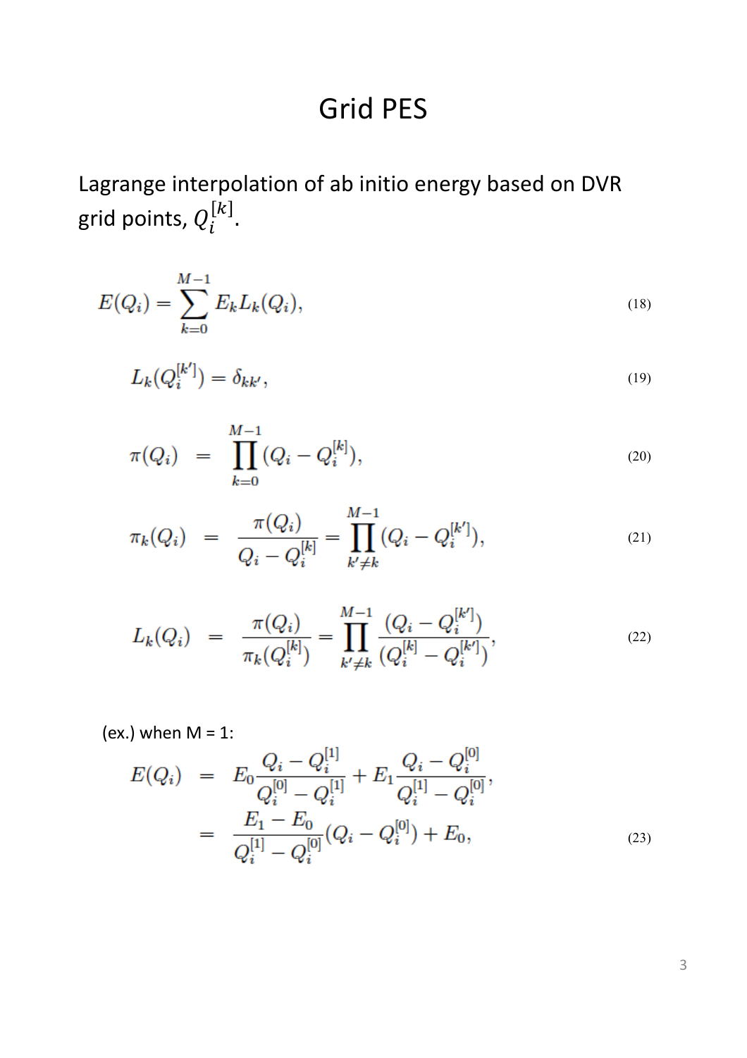# Grid PES

Lagrange interpolation of ab initio energy based on DVR grid points, $Q_i^{[k]}$.

$$E(Q_i) = \sum_{k=0}^{M-1} E_k L_k(Q_i), \tag{18}$$

$$L_k(Q_i^{[k']}) = \delta_{kk'}, \tag{19}$$

$$\pi(Q_i) = \prod_{k=0}^{M-1} (Q_i - Q_i^{[k]}), \tag{20}$$

$$\pi_k(Q_i) = \frac{\pi(Q_i)}{Q_i - Q_i^{[k]}} = \prod_{k' \neq k}^{M-1} (Q_i - Q_i^{[k']}), \tag{21}$$

$$L_k(Q_i) = \frac{\pi(Q_i)}{\pi_k(Q_i^{[k]})} = \prod_{k' \neq k}^{M-1} \frac{(Q_i - Q_i^{[k']})}{(Q_i^{[k]} - Q_i^{[k']})}, \tag{22}$$

(ex.) when M = 1:

$$\begin{aligned} E(Q_i) &= E_0 \frac{Q_i - Q_i^{[1]}}{Q_i^{[0]} - Q_i^{[1]}} + E_1 \frac{Q_i - Q_i^{[0]}}{Q_i^{[1]} - Q_i^{[0]}}, \\ &= \frac{E_1 - E_0}{Q_i^{[1]} - Q_i^{[0]}} (Q_i - Q_i^{[0]}) + E_0, \end{aligned} \tag{23}$$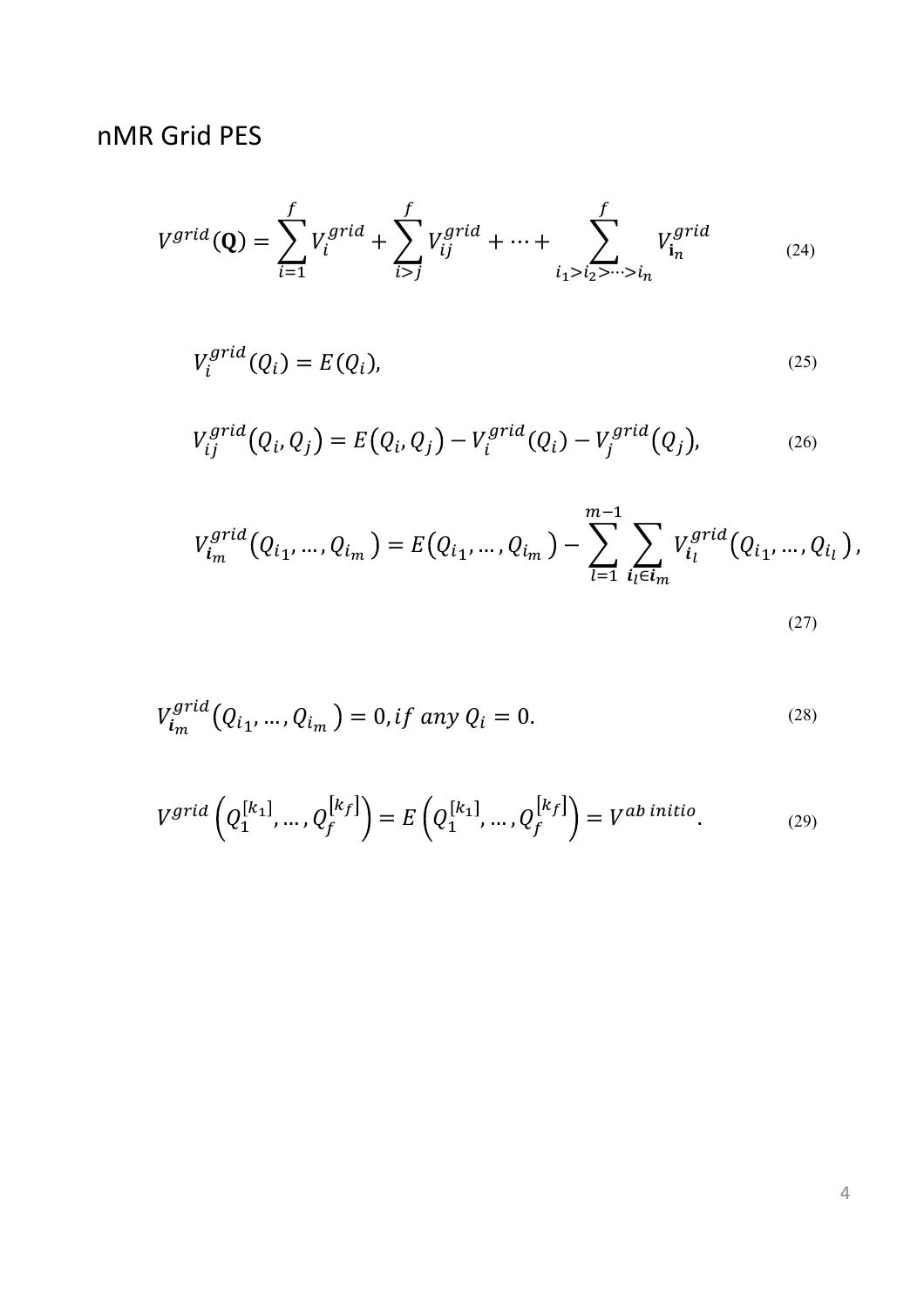# nMR Grid PES

$$V^{grid}(\mathbf{Q}) = \sum_{i=1}^{f} V_i^{grid} + \sum_{i>j}^{f} V_{ij}^{grid} + \cdots + \sum_{i_1>i_2>\cdots>i_n}^{f} V_{\mathbf{i}_n}^{grid} \tag{24}$$

$$V_i^{grid}(Q_i) = E(Q_i), \tag{25}$$

$$V_{ij}^{grid}(Q_i, Q_j) = E(Q_i, Q_j) - V_i^{grid}(Q_i) - V_j^{grid}(Q_j), \tag{26}$$

$$V_{\boldsymbol{i}_m}^{grid}(Q_{i_1}, \ldots, Q_{i_m}) = E(Q_{i_1}, \ldots, Q_{i_m}) - \sum_{l=1}^{m-1} \sum_{\boldsymbol{i}_l \in \boldsymbol{i}_m} V_{\boldsymbol{i}_l}^{grid}(Q_{i_1}, \ldots, Q_{i_l}), \tag{27}$$

$$V_{\boldsymbol{i}_m}^{grid}(Q_{i_1}, \ldots, Q_{i_m}) = 0, if\ any\ Q_i = 0. \tag{28}$$

$$V^{grid}\left(Q_1^{[k_1]}, \ldots, Q_f^{[k_f]}\right) = E\left(Q_1^{[k_1]}, \ldots, Q_f^{[k_f]}\right) = V^{ab\ initio}. \tag{29}$$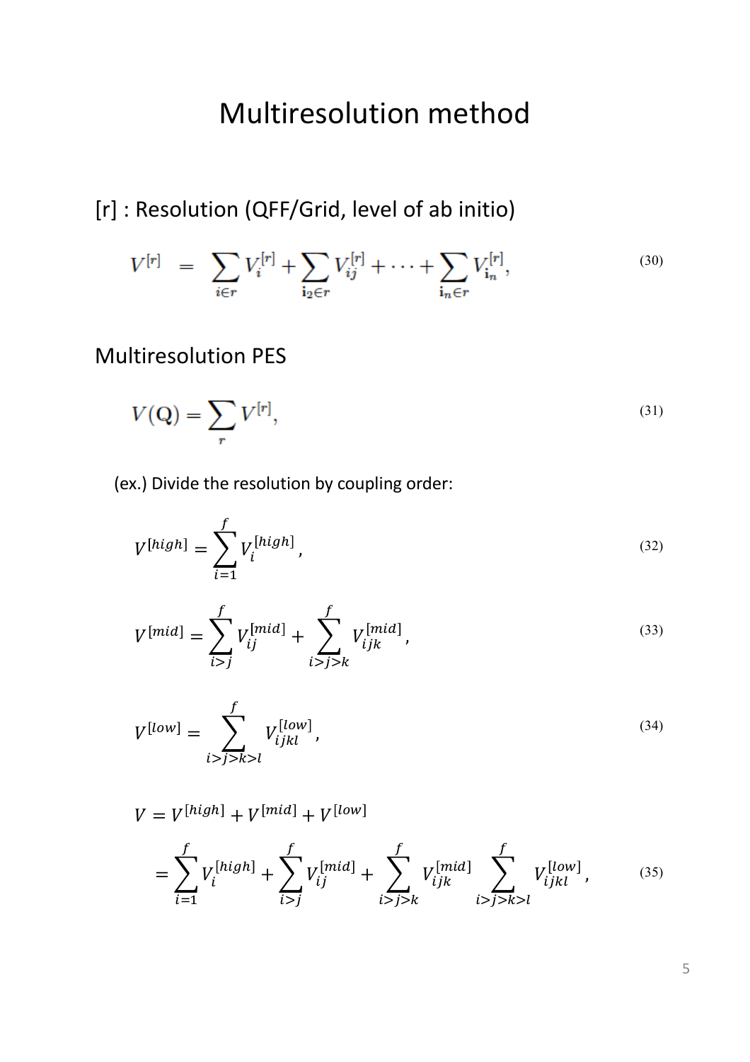# Multiresolution method

## [r] : Resolution (QFF/Grid, level of ab initio)

$$V^{[r]} \;=\; \sum_{i \in r} V_i^{[r]} + \sum_{\mathbf{i}_2 \in r} V_{ij}^{[r]} + \cdots + \sum_{\mathbf{i}_n \in r} V_{\mathbf{i}_n}^{[r]}, \tag{30}$$

## Multiresolution PES

$$V(\mathrm{Q}) = \sum_r V^{[r]}, \tag{31}$$

(ex.) Divide the resolution by coupling order:

$$V^{[high]} = \sum_{i=1}^{f} V_i^{[high]}, \tag{32}$$

$$V^{[mid]} = \sum_{i>j}^{f} V_{ij}^{[mid]} + \sum_{i>j>k}^{f} V_{ijk}^{[mid]}, \tag{33}$$

$$V^{[low]} = \sum_{i>j>k>l}^{f} V_{ijkl}^{[low]}, \tag{34}$$

$$\begin{aligned} V &= V^{[high]} + V^{[mid]} + V^{[low]} \\ &= \sum_{i=1}^{f} V_i^{[high]} + \sum_{i>j}^{f} V_{ij}^{[mid]} + \sum_{i>j>k}^{f} V_{ijk}^{[mid]} \sum_{i>j>k>l}^{f} V_{ijkl}^{[low]}, \end{aligned} \tag{35}$$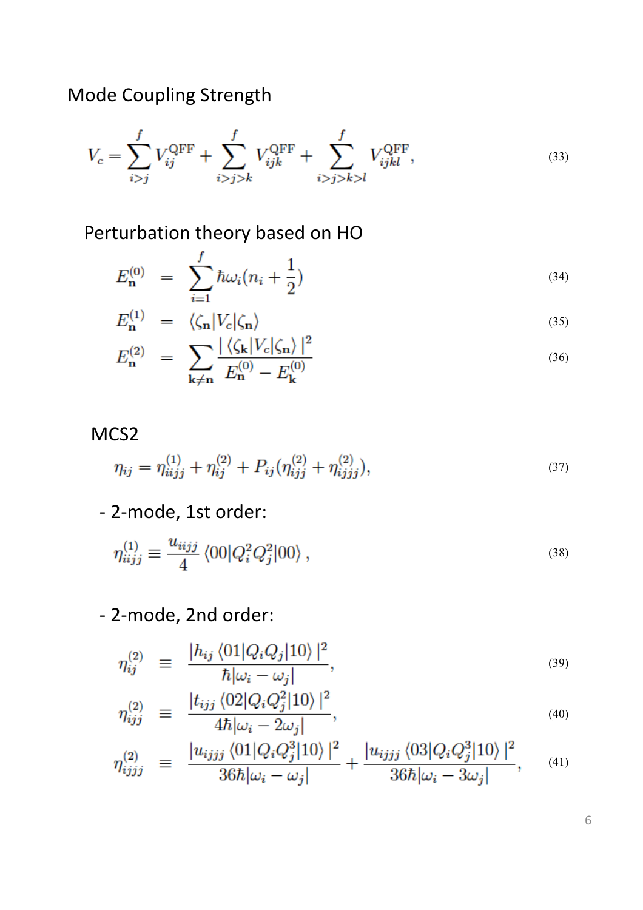## Mode Coupling Strength

$$V_c = \sum_{i>j}^{f} V_{ij}^{\mathrm{QFF}} + \sum_{i>j>k}^{f} V_{ijk}^{\mathrm{QFF}} + \sum_{i>j>k>l}^{f} V_{ijkl}^{\mathrm{QFF}}, \tag{33}$$

## Perturbation theory based on HO

$$E_{\mathbf{n}}^{(0)} = \sum_{i=1}^{f} \hbar\omega_i (n_i + \frac{1}{2}) \tag{34}$$

$$E_{\mathbf{n}}^{(1)} = \langle \zeta_{\mathbf{n}} | V_c | \zeta_{\mathbf{n}} \rangle \tag{35}$$

$$E_{\mathbf{n}}^{(2)} = \sum_{\mathbf{k}\neq\mathbf{n}} \frac{|\langle \zeta_{\mathbf{k}} | V_c | \zeta_{\mathbf{n}} \rangle|^2}{E_{\mathbf{n}}^{(0)} - E_{\mathbf{k}}^{(0)}} \tag{36}$$

## MCS2

$$\eta_{ij} = \eta_{iijj}^{(1)} + \eta_{ij}^{(2)} + P_{ij}(\eta_{ijj}^{(2)} + \eta_{ijjj}^{(2)}), \tag{37}$$

- 2-mode, 1st order:

$$\eta_{iijj}^{(1)} \equiv \frac{u_{iijj}}{4} \langle 00 | Q_i^2 Q_j^2 | 00 \rangle, \tag{38}$$

- 2-mode, 2nd order:

$$\eta_{ij}^{(2)} \equiv \frac{|h_{ij} \langle 01 | Q_i Q_j | 10 \rangle|^2}{\hbar|\omega_i - \omega_j|}, \tag{39}$$

$$\eta_{ijj}^{(2)} \equiv \frac{|t_{ijj} \langle 02 | Q_i Q_j^2 | 10 \rangle|^2}{4\hbar|\omega_i - 2\omega_j|}, \tag{40}$$

$$\eta_{ijjj}^{(2)} \equiv \frac{|u_{ijjj} \langle 01 | Q_i Q_j^3 | 10 \rangle|^2}{36\hbar|\omega_i - \omega_j|} + \frac{|u_{ijjj} \langle 03 | Q_i Q_j^3 | 10 \rangle|^2}{36\hbar|\omega_i - 3\omega_j|}, \tag{41}$$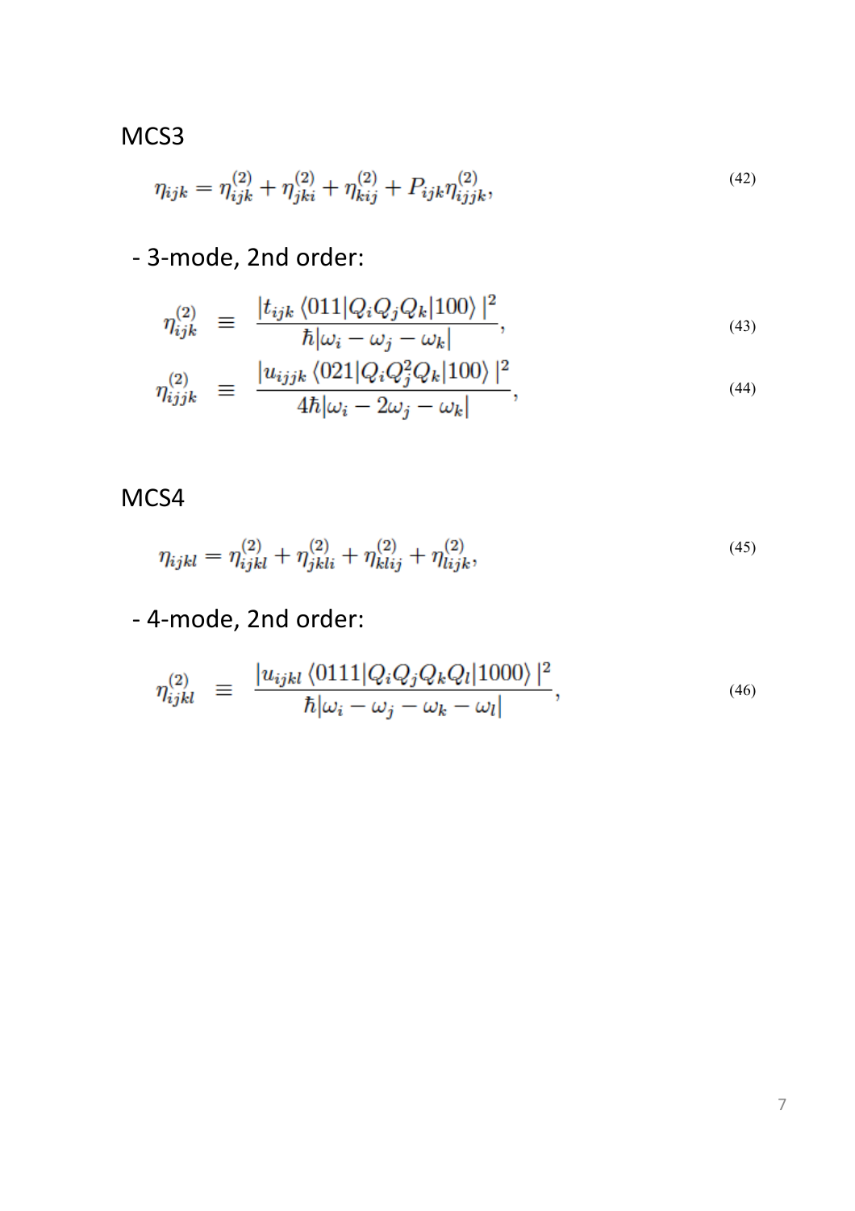MCS3

$$\eta_{ijk} = \eta^{(2)}_{ijk} + \eta^{(2)}_{jki} + \eta^{(2)}_{kij} + P_{ijk}\eta^{(2)}_{ijjk}, \tag{42}$$

- 3-mode, 2nd order:

$$\eta^{(2)}_{ijk} \equiv \frac{|t_{ijk}\,\langle 011|Q_iQ_jQ_k|100\rangle\,|^2}{\hbar|\omega_i - \omega_j - \omega_k|}, \tag{43}$$

$$\eta^{(2)}_{ijjk} \equiv \frac{|u_{ijjk}\,\langle 021|Q_iQ_j^2Q_k|100\rangle\,|^2}{4\hbar|\omega_i - 2\omega_j - \omega_k|}, \tag{44}$$

MCS4

$$\eta_{ijkl} = \eta^{(2)}_{ijkl} + \eta^{(2)}_{jkli} + \eta^{(2)}_{klij} + \eta^{(2)}_{lijk}, \tag{45}$$

- 4-mode, 2nd order:

$$\eta^{(2)}_{ijkl} \equiv \frac{|u_{ijkl}\,\langle 0111|Q_iQ_jQ_kQ_l|1000\rangle\,|^2}{\hbar|\omega_i - \omega_j - \omega_k - \omega_l|}, \tag{46}$$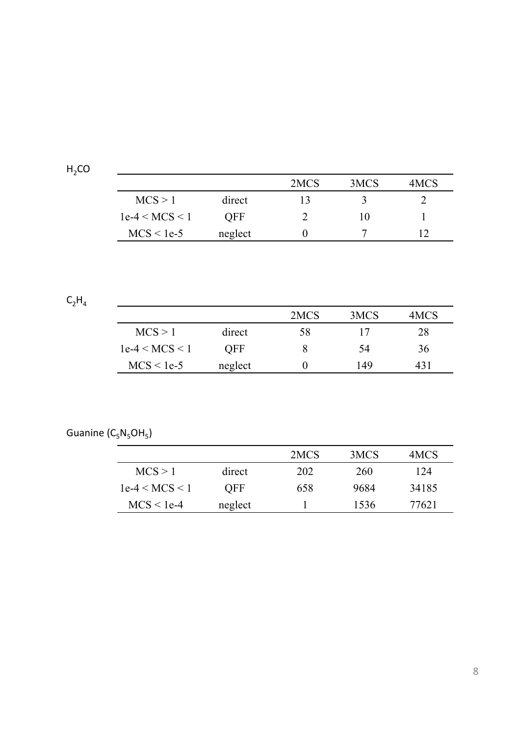$H_2CO$

| | | 2MCS | 3MCS | 4MCS |
|---|---|---|---|---|
| MCS > 1 | direct | 13 | 3 | 2 |
| 1e-4 < MCS < 1 | QFF | 2 | 10 | 1 |
| MCS < 1e-5 | neglect | 0 | 7 | 12 |

$C_2H_4$

| | | 2MCS | 3MCS | 4MCS |
|---|---|---|---|---|
| MCS > 1 | direct | 58 | 17 | 28 |
| 1e-4 < MCS < 1 | QFF | 8 | 54 | 36 |
| MCS < 1e-5 | neglect | 0 | 149 | 431 |

Guanine ($C_5N_5OH_5$)

| | | 2MCS | 3MCS | 4MCS |
|---|---|---|---|---|
| MCS > 1 | direct | 202 | 260 | 124 |
| 1e-4 < MCS < 1 | QFF | 658 | 9684 | 34185 |
| MCS < 1e-4 | neglect | 1 | 1536 | 77621 |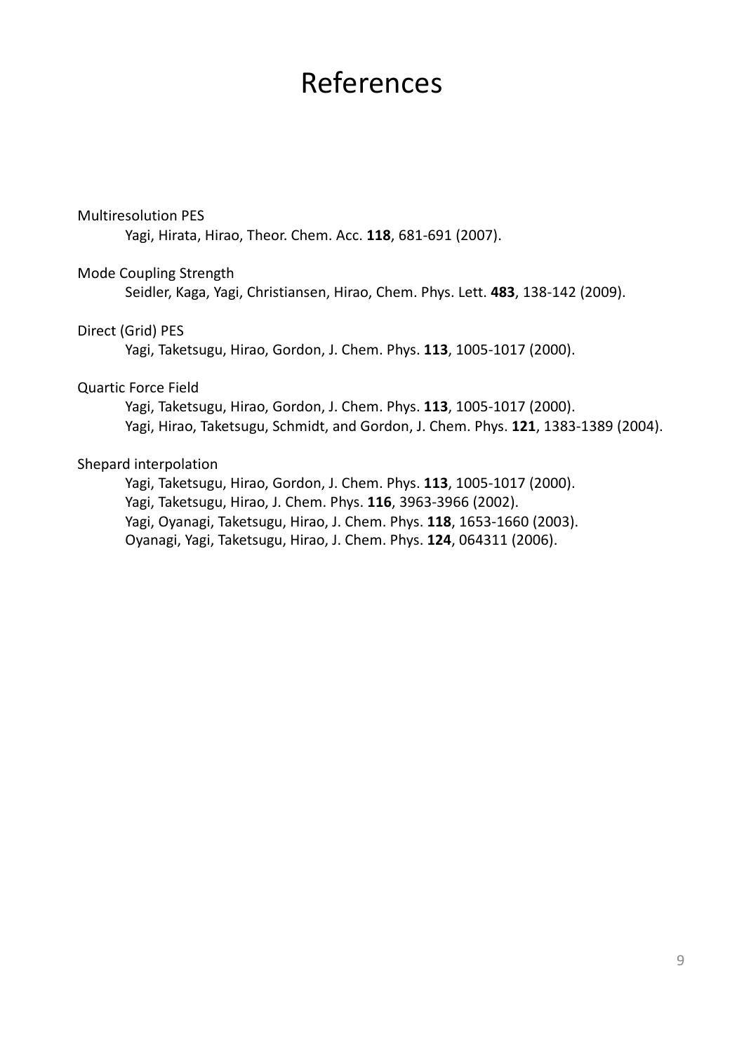# References

Multiresolution PES

Yagi, Hirata, Hirao, Theor. Chem. Acc. **118**, 681-691 (2007).

Mode Coupling Strength

Seidler, Kaga, Yagi, Christiansen, Hirao, Chem. Phys. Lett. **483**, 138-142 (2009).

Direct (Grid) PES

Yagi, Taketsugu, Hirao, Gordon, J. Chem. Phys. **113**, 1005-1017 (2000).

Quartic Force Field

Yagi, Taketsugu, Hirao, Gordon, J. Chem. Phys. **113**, 1005-1017 (2000).
Yagi, Hirao, Taketsugu, Schmidt, and Gordon, J. Chem. Phys. **121**, 1383-1389 (2004).

Shepard interpolation

Yagi, Taketsugu, Hirao, Gordon, J. Chem. Phys. **113**, 1005-1017 (2000).
Yagi, Taketsugu, Hirao, J. Chem. Phys. **116**, 3963-3966 (2002).
Yagi, Oyanagi, Taketsugu, Hirao, J. Chem. Phys. **118**, 1653-1660 (2003).
Oyanagi, Yagi, Taketsugu, Hirao, J. Chem. Phys. **124**, 064311 (2006).